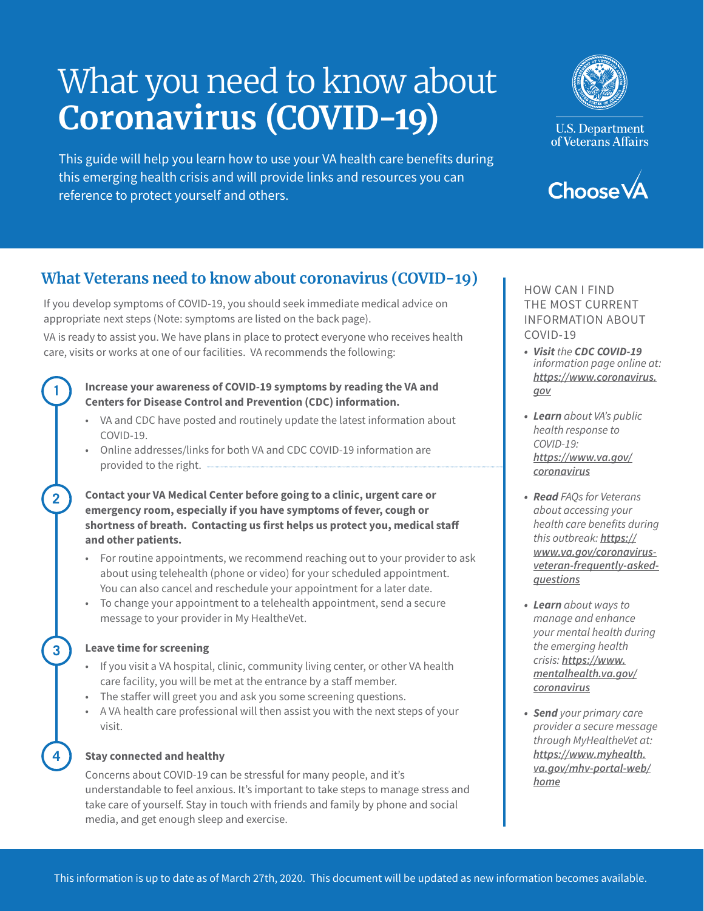# What you need to know about **Coronavirus (COVID-19)**

This guide will help you learn how to use your VA health care benefits during this emerging health crisis and will provide links and resources you can reference to protect yourself and others.

U.S. Department of Veterans Affairs

Choose VA

## What Veterans need to know about coronavirus (COVID-19)

If you develop symptoms of COVID-19, you should seek immediate medical advice on appropriate next steps (Note: symptoms are listed on the back page).

VA is ready to assist you. We have plans in place to protect everyone who receives health care, visits or works at one of our facilities. VA recommends the following:

1. **Increase your awareness of COVID-19 symptoms by reading the VA and Centers for Disease Control and Prevention (CDC) information.**
   - VA and CDC have posted and routinely update the latest information about COVID-19.
   - Online addresses/links for both VA and CDC COVID-19 information are provided to the right.

2. **Contact your VA Medical Center before going to a clinic, urgent care or emergency room, especially if you have symptoms of fever, cough or shortness of breath. Contacting us first helps us protect you, medical staff and other patients.**
   - For routine appointments, we recommend reaching out to your provider to ask about using telehealth (phone or video) for your scheduled appointment. You can also cancel and reschedule your appointment for a later date.
   - To change your appointment to a telehealth appointment, send a secure message to your provider in My HealtheVet.

3. **Leave time for screening**
   - If you visit a VA hospital, clinic, community living center, or other VA health care facility, you will be met at the entrance by a staff member.
   - The staffer will greet you and ask you some screening questions.
   - A VA health care professional will then assist you with the next steps of your visit.

4. **Stay connected and healthy**

   Concerns about COVID-19 can be stressful for many people, and it's understandable to feel anxious. It's important to take steps to manage stress and take care of yourself. Stay in touch with friends and family by phone and social media, and get enough sleep and exercise.

### HOW CAN I FIND THE MOST CURRENT INFORMATION ABOUT COVID-19

- ***Visit*** *the* ***CDC COVID-19*** *information page online at:* ***https://www.coronavirus.gov***
- ***Learn*** *about VA's public health response to COVID-19:* ***https://www.va.gov/coronavirus***
- ***Read*** *FAQs for Veterans about accessing your health care benefits during this outbreak:* ***https://www.va.gov/coronavirus-veteran-frequently-asked-questions***
- ***Learn*** *about ways to manage and enhance your mental health during the emerging health crisis:* ***https://www.mentalhealth.va.gov/coronavirus***
- ***Send*** *your primary care provider a secure message through MyHealtheVet at:* ***https://www.myhealth.va.gov/mhv-portal-web/home***

This information is up to date as of March 27th, 2020. This document will be updated as new information becomes available.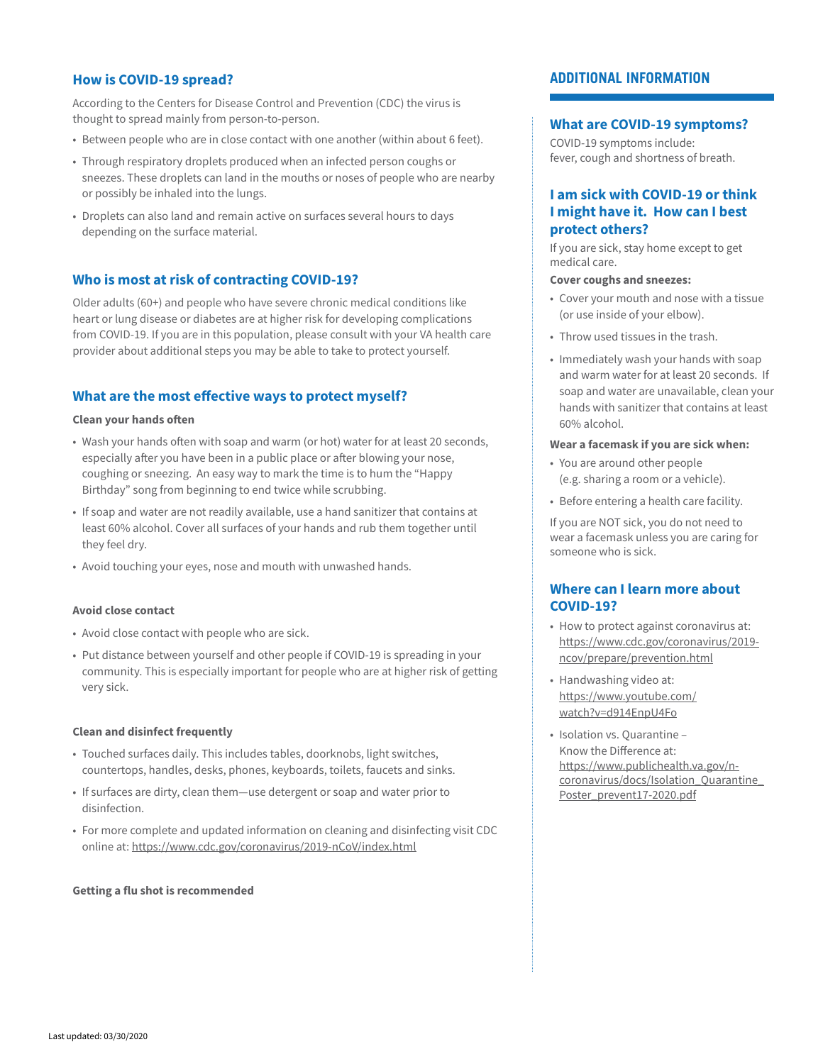## How is COVID-19 spread?

According to the Centers for Disease Control and Prevention (CDC) the virus is thought to spread mainly from person-to-person.

- Between people who are in close contact with one another (within about 6 feet).
- Through respiratory droplets produced when an infected person coughs or sneezes. These droplets can land in the mouths or noses of people who are nearby or possibly be inhaled into the lungs.
- Droplets can also land and remain active on surfaces several hours to days depending on the surface material.

## Who is most at risk of contracting COVID-19?

Older adults (60+) and people who have severe chronic medical conditions like heart or lung disease or diabetes are at higher risk for developing complications from COVID-19. If you are in this population, please consult with your VA health care provider about additional steps you may be able to take to protect yourself.

## What are the most effective ways to protect myself?

**Clean your hands often**

- Wash your hands often with soap and warm (or hot) water for at least 20 seconds, especially after you have been in a public place or after blowing your nose, coughing or sneezing. An easy way to mark the time is to hum the "Happy Birthday" song from beginning to end twice while scrubbing.
- If soap and water are not readily available, use a hand sanitizer that contains at least 60% alcohol. Cover all surfaces of your hands and rub them together until they feel dry.
- Avoid touching your eyes, nose and mouth with unwashed hands.

**Avoid close contact**

- Avoid close contact with people who are sick.
- Put distance between yourself and other people if COVID-19 is spreading in your community. This is especially important for people who are at higher risk of getting very sick.

**Clean and disinfect frequently**

- Touched surfaces daily. This includes tables, doorknobs, light switches, countertops, handles, desks, phones, keyboards, toilets, faucets and sinks.
- If surfaces are dirty, clean them—use detergent or soap and water prior to disinfection.
- For more complete and updated information on cleaning and disinfecting visit CDC online at: https://www.cdc.gov/coronavirus/2019-nCoV/index.html

**Getting a flu shot is recommended**

# ADDITIONAL INFORMATION

## What are COVID-19 symptoms?

COVID-19 symptoms include:
fever, cough and shortness of breath.

## I am sick with COVID-19 or think I might have it. How can I best protect others?

If you are sick, stay home except to get medical care.

**Cover coughs and sneezes:**

- Cover your mouth and nose with a tissue (or use inside of your elbow).
- Throw used tissues in the trash.
- Immediately wash your hands with soap and warm water for at least 20 seconds. If soap and water are unavailable, clean your hands with sanitizer that contains at least 60% alcohol.

**Wear a facemask if you are sick when:**

- You are around other people (e.g. sharing a room or a vehicle).
- Before entering a health care facility.

If you are NOT sick, you do not need to wear a facemask unless you are caring for someone who is sick.

## Where can I learn more about COVID-19?

- How to protect against coronavirus at: https://www.cdc.gov/coronavirus/2019-ncov/prepare/prevention.html
- Handwashing video at: https://www.youtube.com/watch?v=d914EnpU4Fo
- Isolation vs. Quarantine – Know the Difference at: https://www.publichealth.va.gov/n-coronavirus/docs/Isolation_Quarantine_Poster_prevent17-2020.pdf

Last updated: 03/30/2020